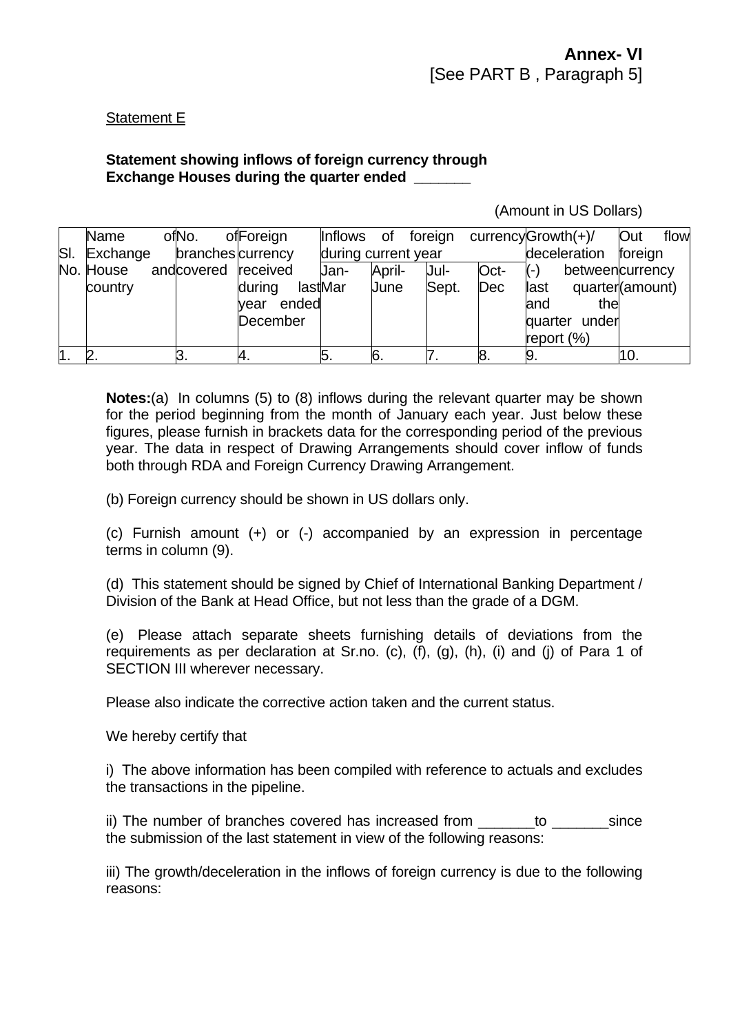**Annex- VI**
[See PART B , Paragraph 5]

Statement E

**Statement showing inflows of foreign currency through Exchange Houses during the quarter ended \_\_\_\_\_\_\_**

(Amount in US Dollars)

| Sl. No. | Name of Exchange House and country | No. of branches covered | Foreign currency received during last year ended December | Inflows of foreign currency during current year | | | | Growth(+)/ deceleration (-) between last quarter and the quarter under report (%) | Out flow foreign currency (amount) |
|---|---|---|---|---|---|---|---|---|---|
| | | | | Jan-Mar | April-June | Jul-Sept. | Oct-Dec | | |
| 1. | 2. | 3. | 4. | 5. | 6. | 7. | 8. | 9. | 10. |

**Notes:**(a) In columns (5) to (8) inflows during the relevant quarter may be shown for the period beginning from the month of January each year. Just below these figures, please furnish in brackets data for the corresponding period of the previous year. The data in respect of Drawing Arrangements should cover inflow of funds both through RDA and Foreign Currency Drawing Arrangement.

(b) Foreign currency should be shown in US dollars only.

(c) Furnish amount (+) or (-) accompanied by an expression in percentage terms in column (9).

(d) This statement should be signed by Chief of International Banking Department / Division of the Bank at Head Office, but not less than the grade of a DGM.

(e) Please attach separate sheets furnishing details of deviations from the requirements as per declaration at Sr.no. (c), (f), (g), (h), (i) and (j) of Para 1 of SECTION III wherever necessary.

Please also indicate the corrective action taken and the current status.

We hereby certify that

i) The above information has been compiled with reference to actuals and excludes the transactions in the pipeline.

ii) The number of branches covered has increased from \_\_\_\_\_\_\_to \_\_\_\_\_\_\_since the submission of the last statement in view of the following reasons:

iii) The growth/deceleration in the inflows of foreign currency is due to the following reasons: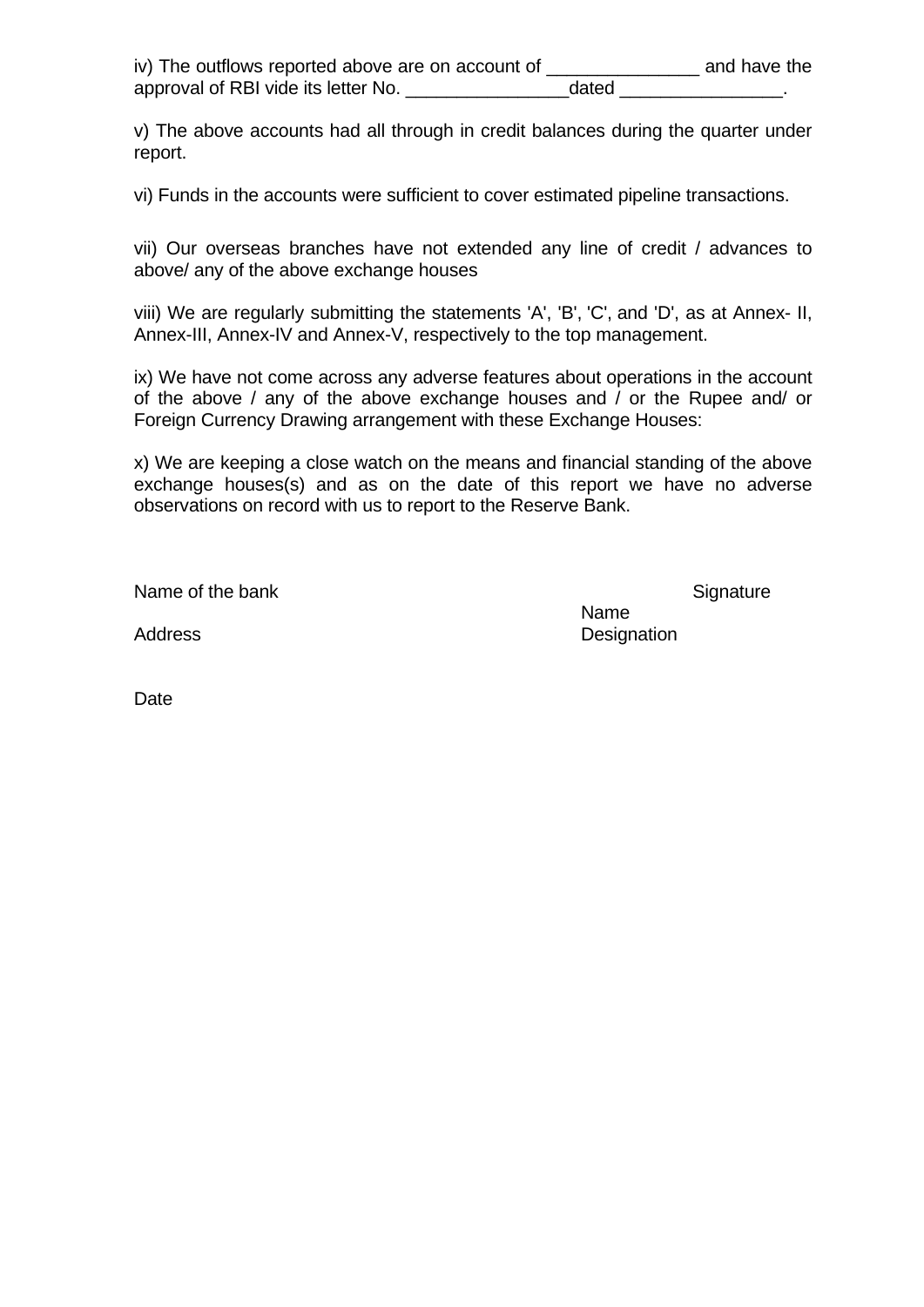iv) The outflows reported above are on account of _______________ and have the approval of RBI vide its letter No. ________________dated ________________.

v) The above accounts had all through in credit balances during the quarter under report.

vi) Funds in the accounts were sufficient to cover estimated pipeline transactions.

vii) Our overseas branches have not extended any line of credit / advances to above/ any of the above exchange houses

viii) We are regularly submitting the statements 'A', 'B', 'C', and 'D', as at Annex- II, Annex-III, Annex-IV and Annex-V, respectively to the top management.

ix) We have not come across any adverse features about operations in the account of the above / any of the above exchange houses and / or the Rupee and/ or Foreign Currency Drawing arrangement with these Exchange Houses:

x) We are keeping a close watch on the means and financial standing of the above exchange houses(s) and as on the date of this report we have no adverse observations on record with us to report to the Reserve Bank.

Name of the bank

Address

Date

Signature

Name

Designation